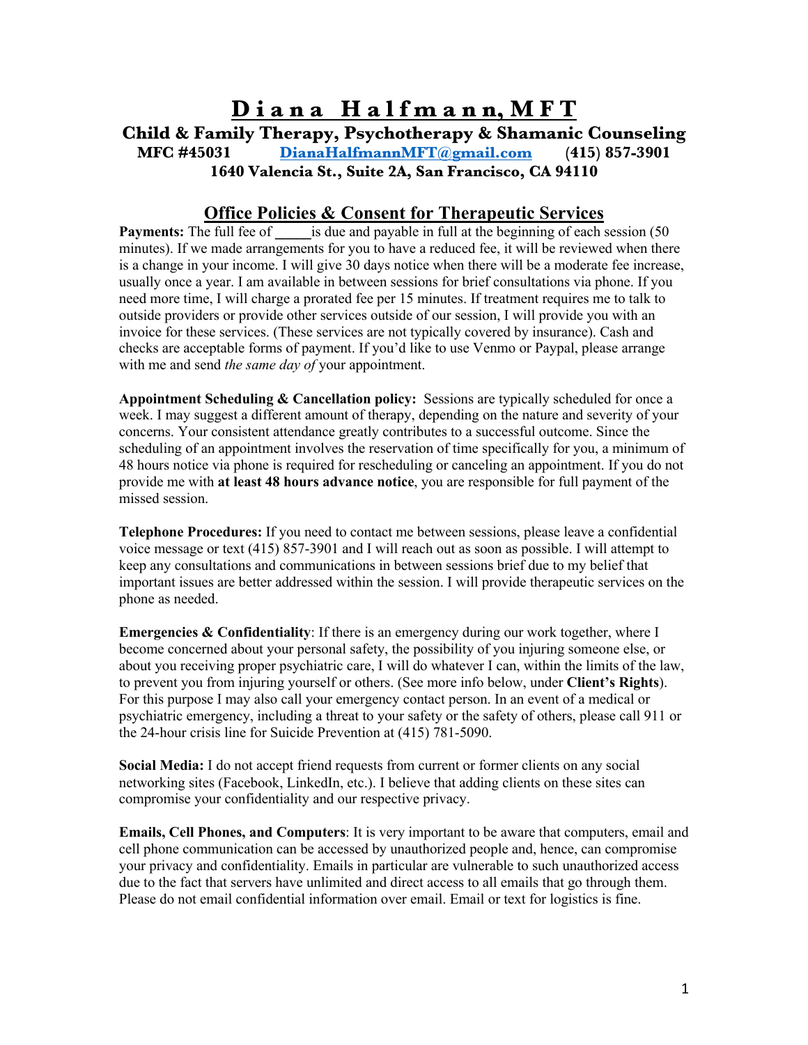# Diana Halfmann, MFT

**Child & Family Therapy, Psychotherapy & Shamanic Counseling**

**MFC #45031 DianaHalfmannMFT@gmail.com (415) 857-3901**

**1640 Valencia St., Suite 2A, San Francisco, CA 94110**

## Office Policies & Consent for Therapeutic Services

**Payments:** The full fee of _____ is due and payable in full at the beginning of each session (50 minutes). If we made arrangements for you to have a reduced fee, it will be reviewed when there is a change in your income. I will give 30 days notice when there will be a moderate fee increase, usually once a year. I am available in between sessions for brief consultations via phone. If you need more time, I will charge a prorated fee per 15 minutes. If treatment requires me to talk to outside providers or provide other services outside of our session, I will provide you with an invoice for these services. (These services are not typically covered by insurance). Cash and checks are acceptable forms of payment. If you'd like to use Venmo or Paypal, please arrange with me and send *the same day of* your appointment.

**Appointment Scheduling & Cancellation policy:** Sessions are typically scheduled for once a week. I may suggest a different amount of therapy, depending on the nature and severity of your concerns. Your consistent attendance greatly contributes to a successful outcome. Since the scheduling of an appointment involves the reservation of time specifically for you, a minimum of 48 hours notice via phone is required for rescheduling or canceling an appointment. If you do not provide me with **at least 48 hours advance notice**, you are responsible for full payment of the missed session.

**Telephone Procedures:** If you need to contact me between sessions, please leave a confidential voice message or text (415) 857-3901 and I will reach out as soon as possible. I will attempt to keep any consultations and communications in between sessions brief due to my belief that important issues are better addressed within the session. I will provide therapeutic services on the phone as needed.

**Emergencies & Confidentiality**: If there is an emergency during our work together, where I become concerned about your personal safety, the possibility of you injuring someone else, or about you receiving proper psychiatric care, I will do whatever I can, within the limits of the law, to prevent you from injuring yourself or others. (See more info below, under **Client's Rights**). For this purpose I may also call your emergency contact person. In an event of a medical or psychiatric emergency, including a threat to your safety or the safety of others, please call 911 or the 24-hour crisis line for Suicide Prevention at (415) 781-5090.

**Social Media:** I do not accept friend requests from current or former clients on any social networking sites (Facebook, LinkedIn, etc.). I believe that adding clients on these sites can compromise your confidentiality and our respective privacy.

**Emails, Cell Phones, and Computers**: It is very important to be aware that computers, email and cell phone communication can be accessed by unauthorized people and, hence, can compromise your privacy and confidentiality. Emails in particular are vulnerable to such unauthorized access due to the fact that servers have unlimited and direct access to all emails that go through them. Please do not email confidential information over email. Email or text for logistics is fine.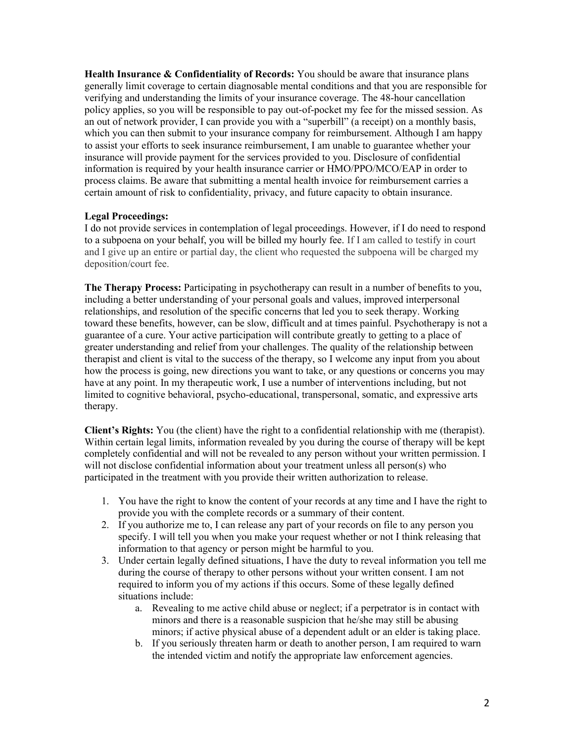**Health Insurance & Confidentiality of Records:** You should be aware that insurance plans generally limit coverage to certain diagnosable mental conditions and that you are responsible for verifying and understanding the limits of your insurance coverage. The 48-hour cancellation policy applies, so you will be responsible to pay out-of-pocket my fee for the missed session. As an out of network provider, I can provide you with a "superbill" (a receipt) on a monthly basis, which you can then submit to your insurance company for reimbursement. Although I am happy to assist your efforts to seek insurance reimbursement, I am unable to guarantee whether your insurance will provide payment for the services provided to you. Disclosure of confidential information is required by your health insurance carrier or HMO/PPO/MCO/EAP in order to process claims. Be aware that submitting a mental health invoice for reimbursement carries a certain amount of risk to confidentiality, privacy, and future capacity to obtain insurance.

**Legal Proceedings:**
I do not provide services in contemplation of legal proceedings. However, if I do need to respond to a subpoena on your behalf, you will be billed my hourly fee. If I am called to testify in court and I give up an entire or partial day, the client who requested the subpoena will be charged my deposition/court fee.

**The Therapy Process:** Participating in psychotherapy can result in a number of benefits to you, including a better understanding of your personal goals and values, improved interpersonal relationships, and resolution of the specific concerns that led you to seek therapy. Working toward these benefits, however, can be slow, difficult and at times painful. Psychotherapy is not a guarantee of a cure. Your active participation will contribute greatly to getting to a place of greater understanding and relief from your challenges. The quality of the relationship between therapist and client is vital to the success of the therapy, so I welcome any input from you about how the process is going, new directions you want to take, or any questions or concerns you may have at any point. In my therapeutic work, I use a number of interventions including, but not limited to cognitive behavioral, psycho-educational, transpersonal, somatic, and expressive arts therapy.

**Client's Rights:** You (the client) have the right to a confidential relationship with me (therapist). Within certain legal limits, information revealed by you during the course of therapy will be kept completely confidential and will not be revealed to any person without your written permission. I will not disclose confidential information about your treatment unless all person(s) who participated in the treatment with you provide their written authorization to release.

1. You have the right to know the content of your records at any time and I have the right to provide you with the complete records or a summary of their content.
2. If you authorize me to, I can release any part of your records on file to any person you specify. I will tell you when you make your request whether or not I think releasing that information to that agency or person might be harmful to you.
3. Under certain legally defined situations, I have the duty to reveal information you tell me during the course of therapy to other persons without your written consent. I am not required to inform you of my actions if this occurs. Some of these legally defined situations include:
    a. Revealing to me active child abuse or neglect; if a perpetrator is in contact with minors and there is a reasonable suspicion that he/she may still be abusing minors; if active physical abuse of a dependent adult or an elder is taking place.
    b. If you seriously threaten harm or death to another person, I am required to warn the intended victim and notify the appropriate law enforcement agencies.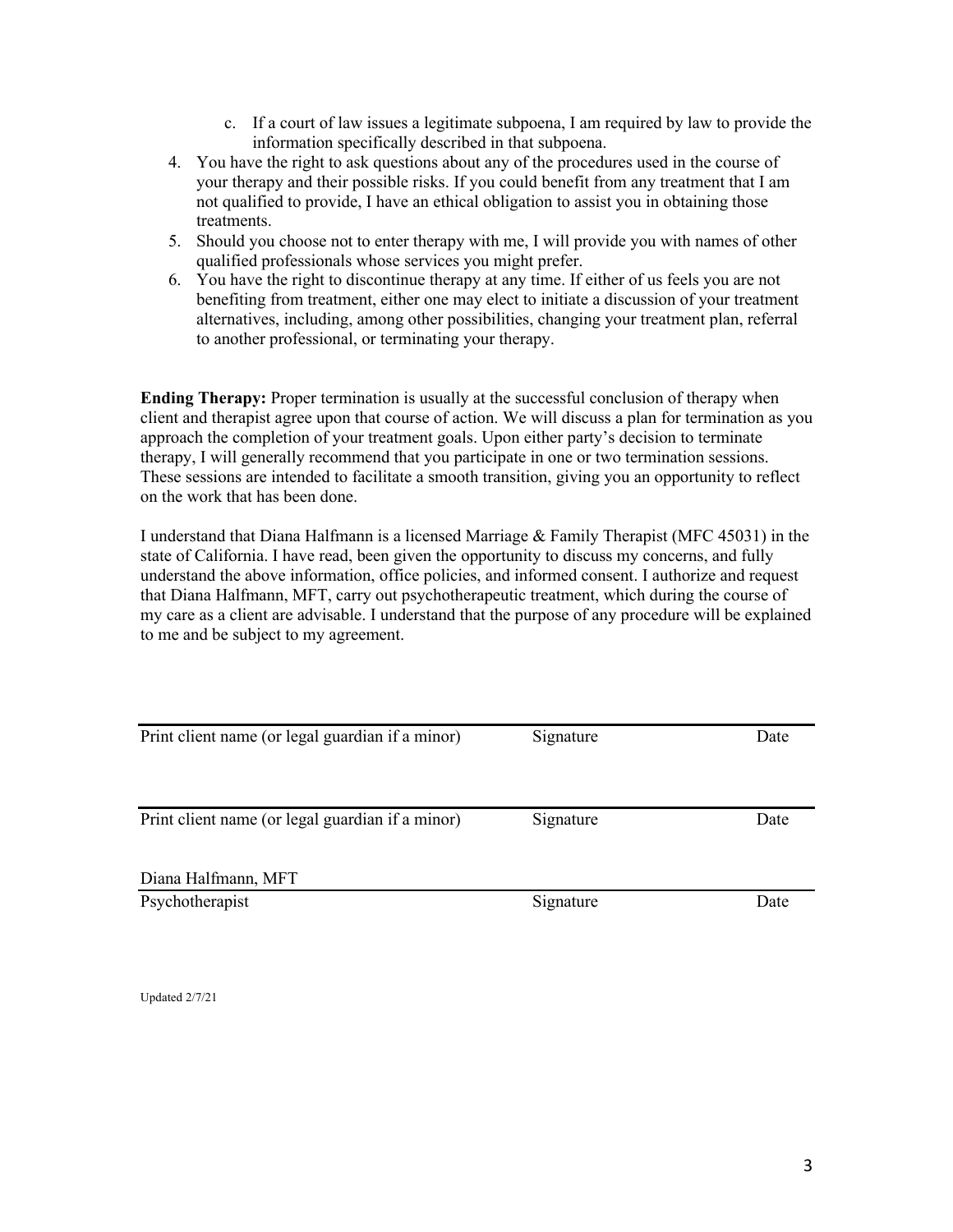c. If a court of law issues a legitimate subpoena, I am required by law to provide the information specifically described in that subpoena.

4. You have the right to ask questions about any of the procedures used in the course of your therapy and their possible risks. If you could benefit from any treatment that I am not qualified to provide, I have an ethical obligation to assist you in obtaining those treatments.
5. Should you choose not to enter therapy with me, I will provide you with names of other qualified professionals whose services you might prefer.
6. You have the right to discontinue therapy at any time. If either of us feels you are not benefiting from treatment, either one may elect to initiate a discussion of your treatment alternatives, including, among other possibilities, changing your treatment plan, referral to another professional, or terminating your therapy.

**Ending Therapy:** Proper termination is usually at the successful conclusion of therapy when client and therapist agree upon that course of action. We will discuss a plan for termination as you approach the completion of your treatment goals. Upon either party's decision to terminate therapy, I will generally recommend that you participate in one or two termination sessions. These sessions are intended to facilitate a smooth transition, giving you an opportunity to reflect on the work that has been done.

I understand that Diana Halfmann is a licensed Marriage & Family Therapist (MFC 45031) in the state of California. I have read, been given the opportunity to discuss my concerns, and fully understand the above information, office policies, and informed consent. I authorize and request that Diana Halfmann, MFT, carry out psychotherapeutic treatment, which during the course of my care as a client are advisable. I understand that the purpose of any procedure will be explained to me and be subject to my agreement.

______________________________________________
Print client name (or legal guardian if a minor)    Signature    Date

______________________________________________
Print client name (or legal guardian if a minor)    Signature    Date

Diana Halfmann, MFT
______________________________________________
Psychotherapist    Signature    Date

Updated 2/7/21